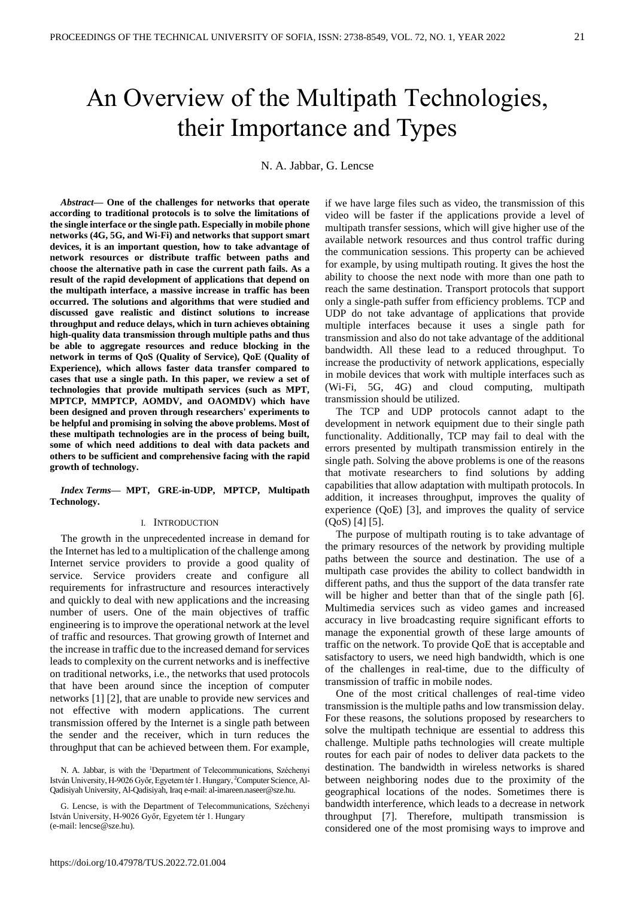# An Overview of the Multipath Technologies, their Importance and Types

N. A. Jabbar, G. Lencse

***Abstract*— One of the challenges for networks that operate according to traditional protocols is to solve the limitations of the single interface or the single path. Especially in mobile phone networks (4G, 5G, and Wi-Fi) and networks that support smart devices, it is an important question, how to take advantage of network resources or distribute traffic between paths and choose the alternative path in case the current path fails. As a result of the rapid development of applications that depend on the multipath interface, a massive increase in traffic has been occurred. The solutions and algorithms that were studied and discussed gave realistic and distinct solutions to increase throughput and reduce delays, which in turn achieves obtaining high-quality data transmission through multiple paths and thus be able to aggregate resources and reduce blocking in the network in terms of QoS (Quality of Service), QoE (Quality of Experience), which allows faster data transfer compared to cases that use a single path. In this paper, we review a set of technologies that provide multipath services (such as MPT, MPTCP, MMPTCP, AOMDV, and OAOMDV) which have been designed and proven through researchers' experiments to be helpful and promising in solving the above problems. Most of these multipath technologies are in the process of being built, some of which need additions to deal with data packets and others to be sufficient and comprehensive facing with the rapid growth of technology.**

***Index Terms*— MPT, GRE-in-UDP, MPTCP, Multipath Technology.**

## I. Introduction

The growth in the unprecedented increase in demand for the Internet has led to a multiplication of the challenge among Internet service providers to provide a good quality of service. Service providers create and configure all requirements for infrastructure and resources interactively and quickly to deal with new applications and the increasing number of users. One of the main objectives of traffic engineering is to improve the operational network at the level of traffic and resources. That growing growth of Internet and the increase in traffic due to the increased demand for services leads to complexity on the current networks and is ineffective on traditional networks, i.e., the networks that used protocols that have been around since the inception of computer networks [1] [2], that are unable to provide new services and not effective with modern applications. The current transmission offered by the Internet is a single path between the sender and the receiver, which in turn reduces the throughput that can be achieved between them. For example, if we have large files such as video, the transmission of this video will be faster if the applications provide a level of multipath transfer sessions, which will give higher use of the available network resources and thus control traffic during the communication sessions. This property can be achieved for example, by using multipath routing. It gives the host the ability to choose the next node with more than one path to reach the same destination. Transport protocols that support only a single-path suffer from efficiency problems. TCP and UDP do not take advantage of applications that provide multiple interfaces because it uses a single path for transmission and also do not take advantage of the additional bandwidth. All these lead to a reduced throughput. To increase the productivity of network applications, especially in mobile devices that work with multiple interfaces such as (Wi-Fi, 5G, 4G) and cloud computing, multipath transmission should be utilized.

The TCP and UDP protocols cannot adapt to the development in network equipment due to their single path functionality. Additionally, TCP may fail to deal with the errors presented by multipath transmission entirely in the single path. Solving the above problems is one of the reasons that motivate researchers to find solutions by adding capabilities that allow adaptation with multipath protocols. In addition, it increases throughput, improves the quality of experience (QoE) [3], and improves the quality of service (QoS) [4] [5].

The purpose of multipath routing is to take advantage of the primary resources of the network by providing multiple paths between the source and destination. The use of a multipath case provides the ability to collect bandwidth in different paths, and thus the support of the data transfer rate will be higher and better than that of the single path [6]. Multimedia services such as video games and increased accuracy in live broadcasting require significant efforts to manage the exponential growth of these large amounts of traffic on the network. To provide QoE that is acceptable and satisfactory to users, we need high bandwidth, which is one of the challenges in real-time, due to the difficulty of transmission of traffic in mobile nodes.

One of the most critical challenges of real-time video transmission is the multiple paths and low transmission delay. For these reasons, the solutions proposed by researchers to solve the multipath technique are essential to address this challenge. Multiple paths technologies will create multiple routes for each pair of nodes to deliver data packets to the destination. The bandwidth in wireless networks is shared between neighboring nodes due to the proximity of the geographical locations of the nodes. Sometimes there is bandwidth interference, which leads to a decrease in network throughput [7]. Therefore, multipath transmission is considered one of the most promising ways to improve and

N. A. Jabbar, is with the [1]Department of Telecommunications, Széchenyi István University, H-9026 Győr, Egyetem tér 1. Hungary, [2]Computer Science, Al-Qadisiyah University, Al-Qadisiyah, Iraq e-mail: al-imareen.naseer@sze.hu.

G. Lencse, is with the Department of Telecommunications, Széchenyi István University, H-9026 Győr, Egyetem tér 1. Hungary (e-mail: lencse@sze.hu).

https://doi.org/10.47978/TUS.2022.72.01.004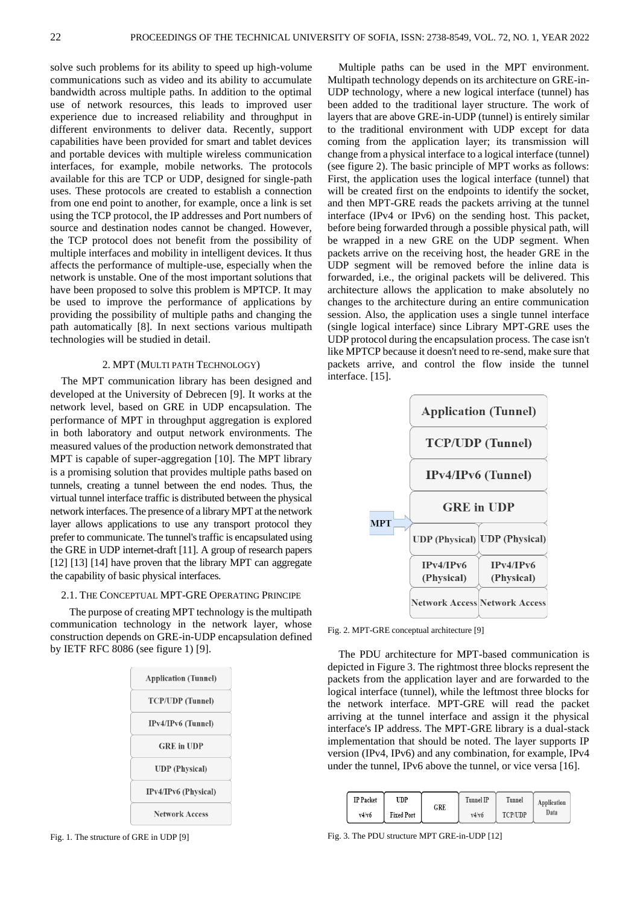solve such problems for its ability to speed up high-volume communications such as video and its ability to accumulate bandwidth across multiple paths. In addition to the optimal use of network resources, this leads to improved user experience due to increased reliability and throughput in different environments to deliver data. Recently, support capabilities have been provided for smart and tablet devices and portable devices with multiple wireless communication interfaces, for example, mobile networks. The protocols available for this are TCP or UDP, designed for single-path uses. These protocols are created to establish a connection from one end point to another, for example, once a link is set using the TCP protocol, the IP addresses and Port numbers of source and destination nodes cannot be changed. However, the TCP protocol does not benefit from the possibility of multiple interfaces and mobility in intelligent devices. It thus affects the performance of multiple-use, especially when the network is unstable. One of the most important solutions that have been proposed to solve this problem is MPTCP. It may be used to improve the performance of applications by providing the possibility of multiple paths and changing the path automatically [8]. In next sections various multipath technologies will be studied in detail.

## 2. MPT (MULTI PATH TECHNOLOGY)

The MPT communication library has been designed and developed at the University of Debrecen [9]. It works at the network level, based on GRE in UDP encapsulation. The performance of MPT in throughput aggregation is explored in both laboratory and output network environments. The measured values of the production network demonstrated that MPT is capable of super-aggregation [10]. The MPT library is a promising solution that provides multiple paths based on tunnels, creating a tunnel between the end nodes. Thus, the virtual tunnel interface traffic is distributed between the physical network interfaces. The presence of a library MPT at the network layer allows applications to use any transport protocol they prefer to communicate. The tunnel's traffic is encapsulated using the GRE in UDP internet-draft [11]. A group of research papers [12] [13] [14] have proven that the library MPT can aggregate the capability of basic physical interfaces.

### 2.1. THE CONCEPTUAL MPT-GRE OPERATING PRINCIPLE

The purpose of creating MPT technology is the multipath communication technology in the network layer, whose construction depends on GRE-in-UDP encapsulation defined by IETF RFC 8086 (see figure 1) [9].

| Application (Tunnel) |
| --- |
| TCP/UDP (Tunnel) |
| IPv4/IPv6 (Tunnel) |
| GRE in UDP |
| UDP (Physical) |
| IPv4/IPv6 (Physical) |
| Network Access |

Fig. 1. The structure of GRE in UDP [9]

Multiple paths can be used in the MPT environment. Multipath technology depends on its architecture on GRE-in-UDP technology, where a new logical interface (tunnel) has been added to the traditional layer structure. The work of layers that are above GRE-in-UDP (tunnel) is entirely similar to the traditional environment with UDP except for data coming from the application layer; its transmission will change from a physical interface to a logical interface (tunnel) (see figure 2). The basic principle of MPT works as follows: First, the application uses the logical interface (tunnel) that will be created first on the endpoints to identify the socket, and then MPT-GRE reads the packets arriving at the tunnel interface (IPv4 or IPv6) on the sending host. This packet, before being forwarded through a possible physical path, will be wrapped in a new GRE on the UDP segment. When packets arrive on the receiving host, the header GRE in the UDP segment will be removed before the inline data is forwarded, i.e., the original packets will be delivered. This architecture allows the application to make absolutely no changes to the architecture during an entire communication session. Also, the application uses a single tunnel interface (single logical interface) since Library MPT-GRE uses the UDP protocol during the encapsulation process. The case isn't like MPTCP because it doesn't need to re-send, make sure that packets arrive, and control the flow inside the tunnel interface. [15].

| | Application (Tunnel) | |
| --- | --- | --- |
| | TCP/UDP (Tunnel) | |
| | IPv4/IPv6 (Tunnel) | |
| | GRE in UDP | |
| MPT → | UDP (Physical) | UDP (Physical) |
| | IPv4/IPv6 (Physical) | IPv4/IPv6 (Physical) |
| | Network Access | Network Access |

Fig. 2. MPT-GRE conceptual architecture [9]

The PDU architecture for MPT-based communication is depicted in Figure 3. The rightmost three blocks represent the packets from the application layer and are forwarded to the logical interface (tunnel), while the leftmost three blocks for the network interface. MPT-GRE will read the packet arriving at the tunnel interface and assign it the physical interface's IP address. The MPT-GRE library is a dual-stack implementation that should be noted. The layer supports IP version (IPv4, IPv6) and any combination, for example, IPv4 under the tunnel, IPv6 above the tunnel, or vice versa [16].

| IP Packet v4/v6 | UDP Fixed Port | GRE | Tunnel IP v4/v6 | Tunnel TCP/UDP | Application Data |
| --- | --- | --- | --- | --- | --- |

Fig. 3. The PDU structure MPT GRE-in-UDP [12]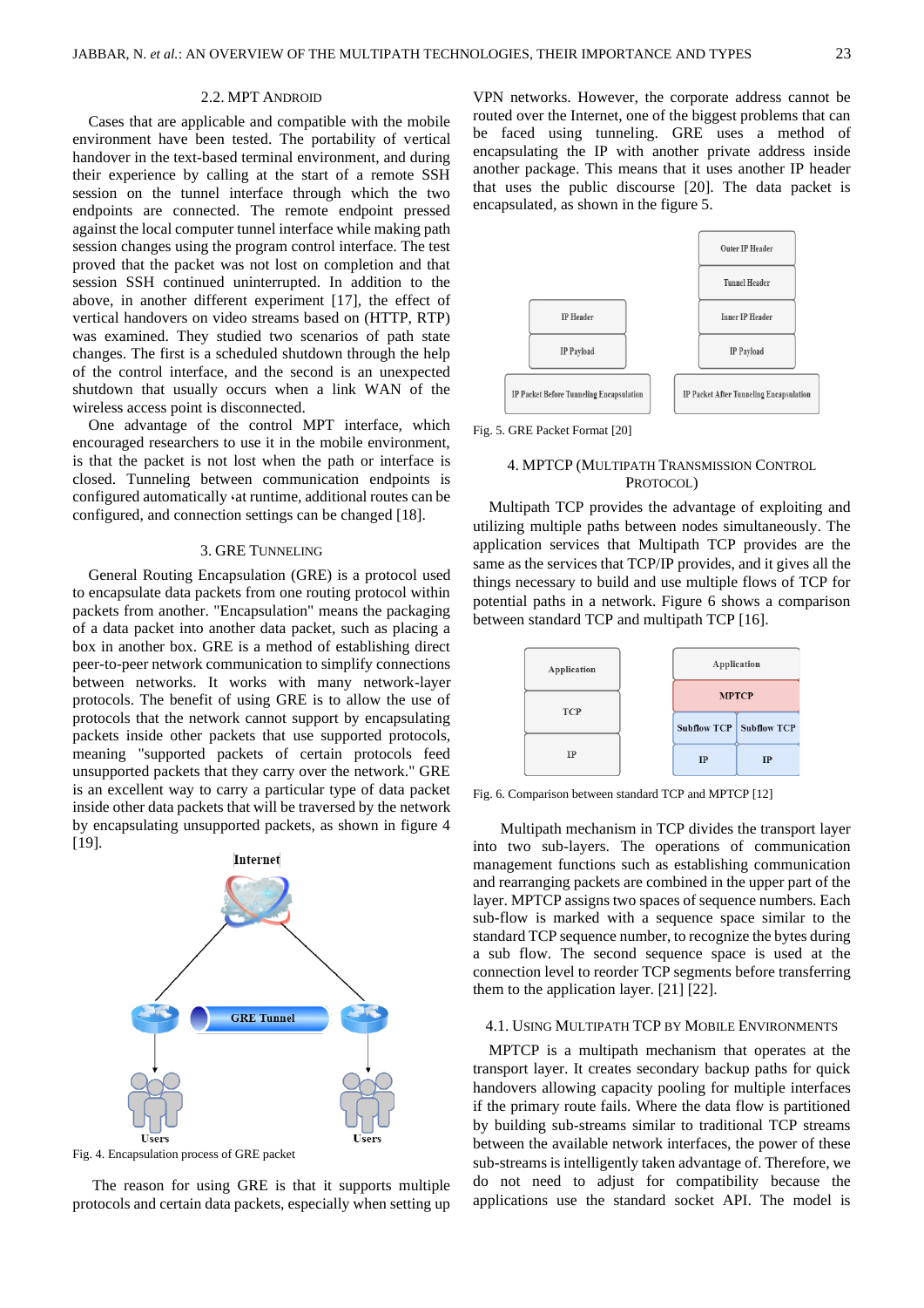### 2.2. MPT Android

Cases that are applicable and compatible with the mobile environment have been tested. The portability of vertical handover in the text-based terminal environment, and during their experience by calling at the start of a remote SSH session on the tunnel interface through which two endpoints are connected. The remote endpoint pressed against the local computer tunnel interface while making path session changes using the program control interface. The test proved that the packet was not lost on completion and that session SSH continued uninterrupted. In addition to the above, in another different experiment [17], the effect of vertical handovers on video streams based on (HTTP, RTP) was examined. They studied two scenarios of path state changes. The first is a scheduled shutdown through the help of the control interface, and the second is an unexpected shutdown that usually occurs when a link WAN of the wireless access point is disconnected.

One advantage of the control MPT interface, which encouraged researchers to use it in the mobile environment, is that the packet is not lost when the path or interface is closed. Tunneling between communication endpoints is configured automatically ،at runtime, additional routes can be configured, and connection settings can be changed [18].

## 3. GRE Tunneling

General Routing Encapsulation (GRE) is a protocol used to encapsulate data packets from one routing protocol within packets from another. "Encapsulation" means the packaging of a data packet into another data packet, such as placing a box in another box. GRE is a method of establishing direct peer-to-peer network communication to simplify connections between networks. It works with many network-layer protocols. The benefit of using GRE is to allow the use of protocols that the network cannot support by encapsulating packets inside other packets that use supported protocols, meaning "supported packets of certain protocols feed unsupported packets that they carry over the network." GRE is an excellent way to carry a particular type of data packet inside other data packets that will be traversed by the network by encapsulating unsupported packets, as shown in figure 4 [19].

Fig. 4. Encapsulation process of GRE packet

The reason for using GRE is that it supports multiple protocols and certain data packets, especially when setting up VPN networks. However, the corporate address cannot be routed over the Internet, one of the biggest problems that can be faced using tunneling. GRE uses a method of encapsulating the IP with another private address inside another package. This means that it uses another IP header that uses the public discourse [20]. The data packet is encapsulated, as shown in the figure 5.

Fig. 5. GRE Packet Format [20]

## 4. MPTCP (Multipath Transmission Control Protocol)

Multipath TCP provides the advantage of exploiting and utilizing multiple paths between nodes simultaneously. The application services that Multipath TCP provides are the same as the services that TCP/IP provides, and it gives all the things necessary to build and use multiple flows of TCP for potential paths in a network. Figure 6 shows a comparison between standard TCP and multipath TCP [16].

Fig. 6. Comparison between standard TCP and MPTCP [12]

Multipath mechanism in TCP divides the transport layer into two sub-layers. The operations of communication management functions such as establishing communication and rearranging packets are combined in the upper part of the layer. MPTCP assigns two spaces of sequence numbers. Each sub-flow is marked with a sequence space similar to the standard TCP sequence number, to recognize the bytes during a sub flow. The second sequence space is used at the connection level to reorder TCP segments before transferring them to the application layer. [21] [22].

### 4.1. Using Multipath TCP by Mobile Environments

MPTCP is a multipath mechanism that operates at the transport layer. It creates secondary backup paths for quick handovers allowing capacity pooling for multiple interfaces if the primary route fails. Where the data flow is partitioned by building sub-streams similar to traditional TCP streams between the available network interfaces, the power of these sub-streams is intelligently taken advantage of. Therefore, we do not need to adjust for compatibility because the applications use the standard socket API. The model is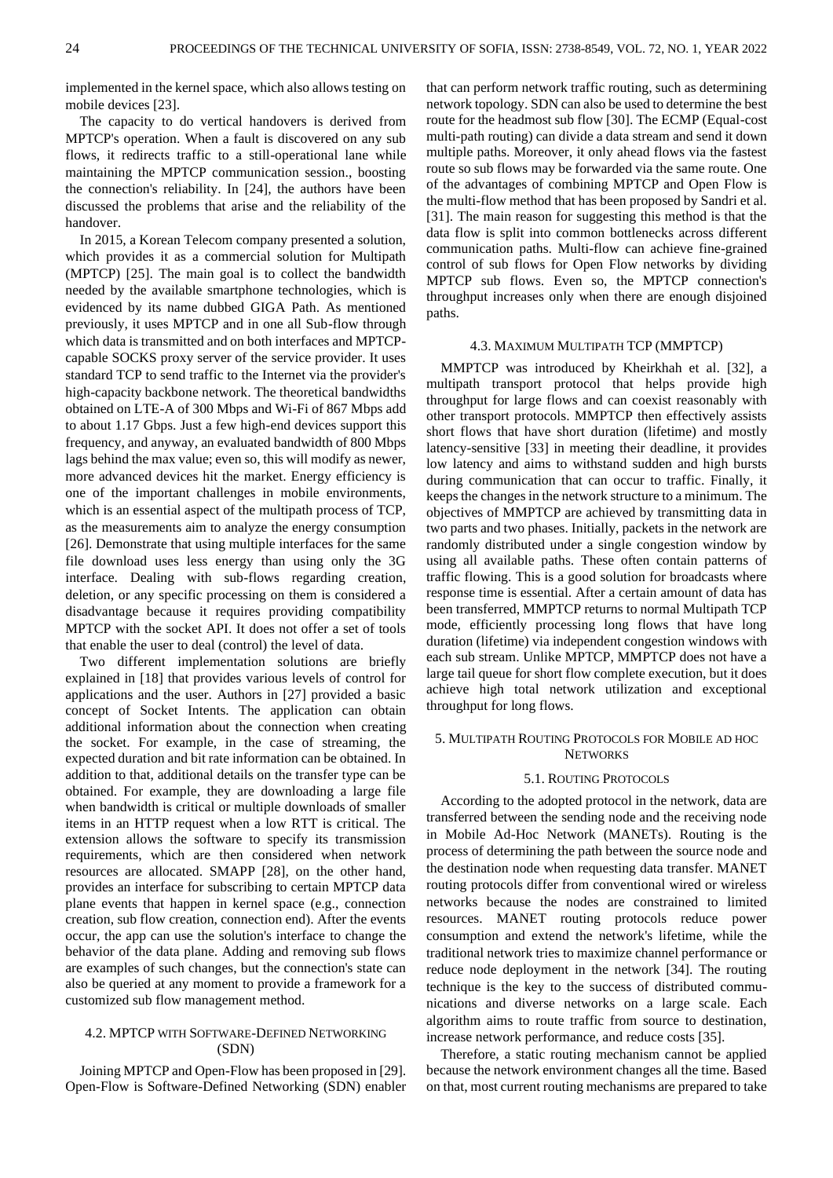implemented in the kernel space, which also allows testing on mobile devices [23].

The capacity to do vertical handovers is derived from MPTCP's operation. When a fault is discovered on any sub flows, it redirects traffic to a still-operational lane while maintaining the MPTCP communication session., boosting the connection's reliability. In [24], the authors have been discussed the problems that arise and the reliability of the handover.

In 2015, a Korean Telecom company presented a solution, which provides it as a commercial solution for Multipath (MPTCP) [25]. The main goal is to collect the bandwidth needed by the available smartphone technologies, which is evidenced by its name dubbed GIGA Path. As mentioned previously, it uses MPTCP and in one all Sub-flow through which data is transmitted and on both interfaces and MPTCP-capable SOCKS proxy server of the service provider. It uses standard TCP to send traffic to the Internet via the provider's high-capacity backbone network. The theoretical bandwidths obtained on LTE-A of 300 Mbps and Wi-Fi of 867 Mbps add to about 1.17 Gbps. Just a few high-end devices support this frequency, and anyway, an evaluated bandwidth of 800 Mbps lags behind the max value; even so, this will modify as newer, more advanced devices hit the market. Energy efficiency is one of the important challenges in mobile environments, which is an essential aspect of the multipath process of TCP, as the measurements aim to analyze the energy consumption [26]. Demonstrate that using multiple interfaces for the same file download uses less energy than using only the 3G interface. Dealing with sub-flows regarding creation, deletion, or any specific processing on them is considered a disadvantage because it requires providing compatibility MPTCP with the socket API. It does not offer a set of tools that enable the user to deal (control) the level of data.

Two different implementation solutions are briefly explained in [18] that provides various levels of control for applications and the user. Authors in [27] provided a basic concept of Socket Intents. The application can obtain additional information about the connection when creating the socket. For example, in the case of streaming, the expected duration and bit rate information can be obtained. In addition to that, additional details on the transfer type can be obtained. For example, they are downloading a large file when bandwidth is critical or multiple downloads of smaller items in an HTTP request when a low RTT is critical. The extension allows the software to specify its transmission requirements, which are then considered when network resources are allocated. SMAPP [28], on the other hand, provides an interface for subscribing to certain MPTCP data plane events that happen in kernel space (e.g., connection creation, sub flow creation, connection end). After the events occur, the app can use the solution's interface to change the behavior of the data plane. Adding and removing sub flows are examples of such changes, but the connection's state can also be queried at any moment to provide a framework for a customized sub flow management method.

### 4.2. MPTCP with Software-Defined Networking (SDN)

Joining MPTCP and Open-Flow has been proposed in [29]. Open-Flow is Software-Defined Networking (SDN) enabler that can perform network traffic routing, such as determining network topology. SDN can also be used to determine the best route for the headmost sub flow [30]. The ECMP (Equal-cost multi-path routing) can divide a data stream and send it down multiple paths. Moreover, it only ahead flows via the fastest route so sub flows may be forwarded via the same route. One of the advantages of combining MPTCP and Open Flow is the multi-flow method that has been proposed by Sandri et al. [31]. The main reason for suggesting this method is that the data flow is split into common bottlenecks across different communication paths. Multi-flow can achieve fine-grained control of sub flows for Open Flow networks by dividing MPTCP sub flows. Even so, the MPTCP connection's throughput increases only when there are enough disjoined paths.

### 4.3. Maximum Multipath TCP (MMPTCP)

MMPTCP was introduced by Kheirkhah et al. [32], a multipath transport protocol that helps provide high throughput for large flows and can coexist reasonably with other transport protocols. MMPTCP then effectively assists short flows that have short duration (lifetime) and mostly latency-sensitive [33] in meeting their deadline, it provides low latency and aims to withstand sudden and high bursts during communication that can occur to traffic. Finally, it keeps the changes in the network structure to a minimum. The objectives of MMPTCP are achieved by transmitting data in two parts and two phases. Initially, packets in the network are randomly distributed under a single congestion window by using all available paths. These often contain patterns of traffic flowing. This is a good solution for broadcasts where response time is essential. After a certain amount of data has been transferred, MMPTCP returns to normal Multipath TCP mode, efficiently processing long flows that have long duration (lifetime) via independent congestion windows with each sub stream. Unlike MPTCP, MMPTCP does not have a large tail queue for short flow complete execution, but it does achieve high total network utilization and exceptional throughput for long flows.

## 5. Multipath Routing Protocols for Mobile ad hoc Networks

### 5.1. Routing Protocols

According to the adopted protocol in the network, data are transferred between the sending node and the receiving node in Mobile Ad-Hoc Network (MANETs). Routing is the process of determining the path between the source node and the destination node when requesting data transfer. MANET routing protocols differ from conventional wired or wireless networks because the nodes are constrained to limited resources. MANET routing protocols reduce power consumption and extend the network's lifetime, while the traditional network tries to maximize channel performance or reduce node deployment in the network [34]. The routing technique is the key to the success of distributed communications and diverse networks on a large scale. Each algorithm aims to route traffic from source to destination, increase network performance, and reduce costs [35].

Therefore, a static routing mechanism cannot be applied because the network environment changes all the time. Based on that, most current routing mechanisms are prepared to take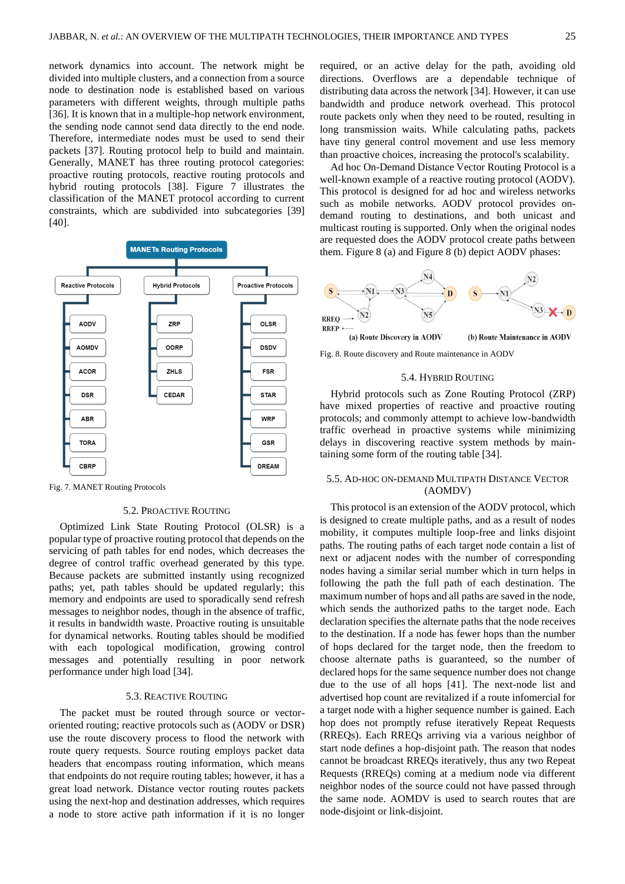network dynamics into account. The network might be divided into multiple clusters, and a connection from a source node to destination node is established based on various parameters with different weights, through multiple paths [36]. It is known that in a multiple-hop network environment, the sending node cannot send data directly to the end node. Therefore, intermediate nodes must be used to send their packets [37]. Routing protocol help to build and maintain. Generally, MANET has three routing protocol categories: proactive routing protocols, reactive routing protocols and hybrid routing protocols [38]. Figure 7 illustrates the classification of the MANET protocol according to current constraints, which are subdivided into subcategories [39] [40].

Fig. 7. MANET Routing Protocols

### 5.2. Proactive Routing

Optimized Link State Routing Protocol (OLSR) is a popular type of proactive routing protocol that depends on the servicing of path tables for end nodes, which decreases the degree of control traffic overhead generated by this type. Because packets are submitted instantly using recognized paths; yet, path tables should be updated regularly; this memory and endpoints are used to sporadically send refresh messages to neighbor nodes, though in the absence of traffic, it results in bandwidth waste. Proactive routing is unsuitable for dynamical networks. Routing tables should be modified with each topological modification, growing control messages and potentially resulting in poor network performance under high load [34].

### 5.3. Reactive Routing

The packet must be routed through source or vector-oriented routing; reactive protocols such as (AODV or DSR) use the route discovery process to flood the network with route query requests. Source routing employs packet data headers that encompass routing information, which means that endpoints do not require routing tables; however, it has a great load network. Distance vector routing routes packets using the next-hop and destination addresses, which requires a node to store active path information if it is no longer required, or an active delay for the path, avoiding old directions. Overflows are a dependable technique of distributing data across the network [34]. However, it can use bandwidth and produce network overhead. This protocol route packets only when they need to be routed, resulting in long transmission waits. While calculating paths, packets have tiny general control movement and use less memory than proactive choices, increasing the protocol's scalability.

Ad hoc On-Demand Distance Vector Routing Protocol is a well-known example of a reactive routing protocol (AODV). This protocol is designed for ad hoc and wireless networks such as mobile networks. AODV protocol provides on-demand routing to destinations, and both unicast and multicast routing is supported. Only when the original nodes are requested does the AODV protocol create paths between them. Figure 8 (a) and Figure 8 (b) depict AODV phases:

Fig. 8. Route discovery and Route maintenance in AODV

### 5.4. Hybrid Routing

Hybrid protocols such as Zone Routing Protocol (ZRP) have mixed properties of reactive and proactive routing protocols; and commonly attempt to achieve low-bandwidth traffic overhead in proactive systems while minimizing delays in discovering reactive system methods by maintaining some form of the routing table [34].

### 5.5. Ad-hoc On-demand Multipath Distance Vector (AOMDV)

This protocol is an extension of the AODV protocol, which is designed to create multiple paths, and as a result of nodes mobility, it computes multiple loop-free and links disjoint paths. The routing paths of each target node contain a list of next or adjacent nodes with the number of corresponding nodes having a similar serial number which in turn helps in following the path the full path of each destination. The maximum number of hops and all paths are saved in the node, which sends the authorized paths to the target node. Each declaration specifies the alternate paths that the node receives to the destination. If a node has fewer hops than the number of hops declared for the target node, then the freedom to choose alternate paths is guaranteed, so the number of declared hops for the same sequence number does not change due to the use of all hops [41]. The next-node list and advertised hop count are revitalized if a route infomercial for a target node with a higher sequence number is gained. Each hop does not promptly refuse iteratively Repeat Requests (RREQs). Each RREQs arriving via a various neighbor of start node defines a hop-disjoint path. The reason that nodes cannot be broadcast RREQs iteratively, thus any two Repeat Requests (RREQs) coming at a medium node via different neighbor nodes of the source could not have passed through the same node. AOMDV is used to search routes that are node-disjoint or link-disjoint.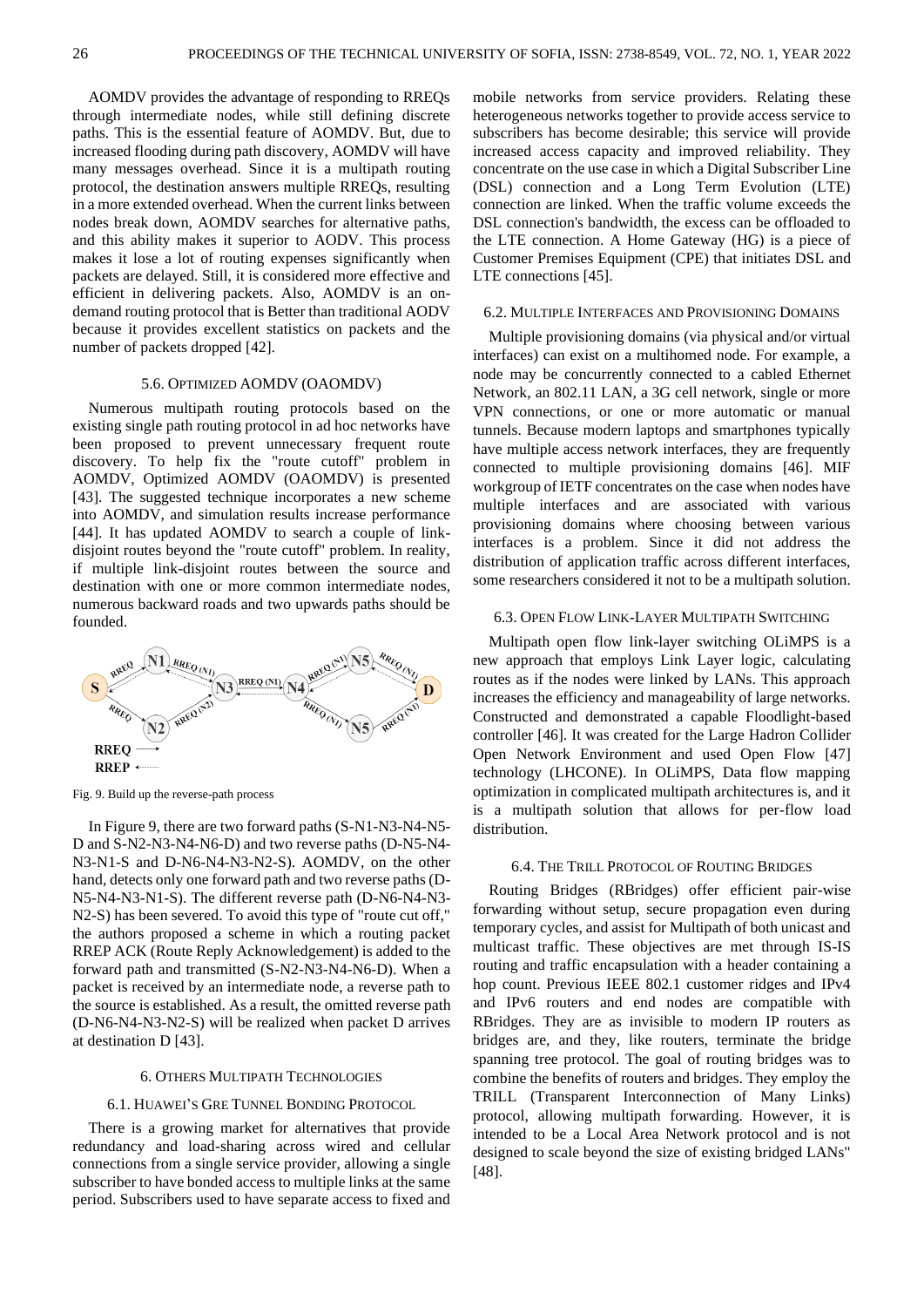AOMDV provides the advantage of responding to RREQs through intermediate nodes, while still defining discrete paths. This is the essential feature of AOMDV. But, due to increased flooding during path discovery, AOMDV will have many messages overhead. Since it is a multipath routing protocol, the destination answers multiple RREQs, resulting in a more extended overhead. When the current links between nodes break down, AOMDV searches for alternative paths, and this ability makes it superior to AODV. This process makes it lose a lot of routing expenses significantly when packets are delayed. Still, it is considered more effective and efficient in delivering packets. Also, AOMDV is an on-demand routing protocol that is Better than traditional AODV because it provides excellent statistics on packets and the number of packets dropped [42].

### 5.6. Optimized AOMDV (OAOMDV)

Numerous multipath routing protocols based on the existing single path routing protocol in ad hoc networks have been proposed to prevent unnecessary frequent route discovery. To help fix the "route cutoff" problem in AOMDV, Optimized AOMDV (OAOMDV) is presented [43]. The suggested technique incorporates a new scheme into AOMDV, and simulation results increase performance [44]. It has updated AOMDV to search a couple of link-disjoint routes beyond the "route cutoff" problem. In reality, if multiple link-disjoint routes between the source and destination with one or more common intermediate nodes, numerous backward roads and two upwards paths should be founded.

Fig. 9. Build up the reverse-path process

In Figure 9, there are two forward paths (S-N1-N3-N4-N5-D and S-N2-N3-N4-N6-D) and two reverse paths (D-N5-N4-N3-N1-S and D-N6-N4-N3-N2-S). AOMDV, on the other hand, detects only one forward path and two reverse paths (D-N5-N4-N3-N1-S). The different reverse path (D-N6-N4-N3-N2-S) has been severed. To avoid this type of "route cut off," the authors proposed a scheme in which a routing packet RREP ACK (Route Reply Acknowledgement) is added to the forward path and transmitted (S-N2-N3-N4-N6-D). When a packet is received by an intermediate node, a reverse path to the source is established. As a result, the omitted reverse path (D-N6-N4-N3-N2-S) will be realized when packet D arrives at destination D [43].

## 6. Others Multipath Technologies

### 6.1. Huawei's GRE Tunnel Bonding Protocol

There is a growing market for alternatives that provide redundancy and load-sharing across wired and cellular connections from a single service provider, allowing a single subscriber to have bonded access to multiple links at the same period. Subscribers used to have separate access to fixed and mobile networks from service providers. Relating these heterogeneous networks together to provide access service to subscribers has become desirable; this service will provide increased access capacity and improved reliability. They concentrate on the use case in which a Digital Subscriber Line (DSL) connection and a Long Term Evolution (LTE) connection are linked. When the traffic volume exceeds the DSL connection's bandwidth, the excess can be offloaded to the LTE connection. A Home Gateway (HG) is a piece of Customer Premises Equipment (CPE) that initiates DSL and LTE connections [45].

### 6.2. Multiple Interfaces and Provisioning Domains

Multiple provisioning domains (via physical and/or virtual interfaces) can exist on a multihomed node. For example, a node may be concurrently connected to a cabled Ethernet Network, an 802.11 LAN, a 3G cell network, single or more VPN connections, or one or more automatic or manual tunnels. Because modern laptops and smartphones typically have multiple access network interfaces, they are frequently connected to multiple provisioning domains [46]. MIF workgroup of IETF concentrates on the case when nodes have multiple interfaces and are associated with various provisioning domains where choosing between various interfaces is a problem. Since it did not address the distribution of application traffic across different interfaces, some researchers considered it not to be a multipath solution.

### 6.3. Open Flow Link-Layer Multipath Switching

Multipath open flow link-layer switching OLiMPS is a new approach that employs Link Layer logic, calculating routes as if the nodes were linked by LANs. This approach increases the efficiency and manageability of large networks. Constructed and demonstrated a capable Floodlight-based controller [46]. It was created for the Large Hadron Collider Open Network Environment and used Open Flow [47] technology (LHCONE). In OLiMPS, Data flow mapping optimization in complicated multipath architectures is, and it is a multipath solution that allows for per-flow load distribution.

### 6.4. The TRILL Protocol of Routing Bridges

Routing Bridges (RBridges) offer efficient pair-wise forwarding without setup, secure propagation even during temporary cycles, and assist for Multipath of both unicast and multicast traffic. These objectives are met through IS-IS routing and traffic encapsulation with a header containing a hop count. Previous IEEE 802.1 customer ridges and IPv4 and IPv6 routers and end nodes are compatible with RBridges. They are as invisible to modern IP routers as bridges are, and they, like routers, terminate the bridge spanning tree protocol. The goal of routing bridges was to combine the benefits of routers and bridges. They employ the TRILL (Transparent Interconnection of Many Links) protocol, allowing multipath forwarding. However, it is intended to be a Local Area Network protocol and is not designed to scale beyond the size of existing bridged LANs" [48].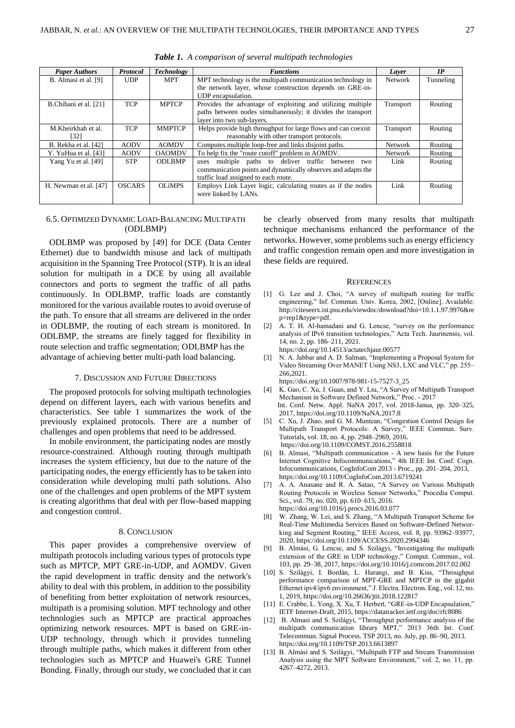*Table 1. A comparison of several multipath technologies*

| *Paper Authors* | *Protocol* | *Technology* | *Functions* | *Layer* | *IP* |
|---|---|---|---|---|---|
| B. Almasi et al. [9] | UDP | MPT | MPT technology is the multipath communication technology in the network layer, whose construction depends on GRE-in-UDP encapsulation. | Network | Tunneling |
| B.Chihani et al. [21] | TCP | MPTCP | Provides the advantage of exploiting and utilizing multiple paths between nodes simultaneously; it divides the transport layer into two sub-layers. | Transport | Routing |
| M.Kheirkhah et al. [32] | TCP | MMPTCP | Helps provide high throughput for large flows and can coexist reasonably with other transport protocols. | Transport | Routing |
| B. Rekha et al. [42] | AODV | AOMDV | Computes multiple loop-free and links disjoint paths. | Network | Routing |
| Y. YuHua et al. [43] | AODV | OAOMDV | To help fix the "route cutoff" problem in AOMDV. | Network | Routing |
| Yang Yu et al. [49] | STP | ODLBMP | uses multiple paths to deliver traffic between two communication points and dynamically observes and adapts the traffic load assigned to each route. | Link | Routing |
| H. Newman et al. [47] | OSCARS | OLiMPS | Employs Link Layer logic, calculating routes as if the nodes were linked by LANs. | Link | Routing |

### 6.5. Optimized Dynamic Load-Balancing Multipath (ODLBMP)

ODLBMP was proposed by [49] for DCE (Data Center Ethernet) due to bandwidth misuse and lack of multipath acquisition in the Spanning Tree Protocol (STP). It is an ideal solution for multipath in a DCE by using all available connectors and ports to segment the traffic of all paths continuously. In ODLBMP, traffic loads are constantly monitored for the various available routes to avoid overuse of the path. To ensure that all streams are delivered in the order in ODLBMP, the routing of each stream is monitored. In ODLBMP, the streams are finely tagged for flexibility in route selection and traffic segmentation; ODLBMP has the advantage of achieving better multi-path load balancing.

## 7. Discussion and Future Directions

The proposed protocols for solving multipath technologies depend on different layers, each with various benefits and characteristics. See table 1 summarizes the work of the previously explained protocols. There are a number of challenges and open problems that need to be addressed.

In mobile environment, the participating nodes are mostly resource-constrained. Although routing through multipath increases the system efficiency, but due to the nature of the participating nodes, the energy efficiently has to be taken into consideration while developing multi path solutions. Also one of the challenges and open problems of the MPT system is creating algorithms that deal with per flow-based mapping and congestion control.

## 8. Conclusion

This paper provides a comprehensive overview of multipath protocols including various types of protocols type such as MPTCP, MPT GRE-in-UDP, and AOMDV. Given the rapid development in traffic density and the network's ability to deal with this problem, in addition to the possibility of benefiting from better exploitation of network resources, multipath is a promising solution. MPT technology and other technologies such as MPTCP are practical approaches optimizing network resources. MPT is based on GRE-in-UDP technology, through which it provides tunneling through multiple paths, which makes it different from other technologies such as MPTCP and Huawei's GRE Tunnel Bonding. Finally, through our study, we concluded that it can be clearly observed from many results that multipath technique mechanisms enhanced the performance of the networks. However, some problems such as energy efficiency and traffic congestion remain open and more investigation in these fields are required.

## References

[1] G. Lee and J. Choi, "A survey of multipath routing for traffic engineering," Inf. Commun. Univ. Korea, 2002, [Online]. Available: http://citeseerx.ist.psu.edu/viewdoc/download?doi=10.1.1.97.9976&rep=rep1&type=pdf.

[2] A. T. H. Al-hamadani and G. Lencse, "survey on the performance analysis of IPv6 transition technologies," Acta Tech. Jaurinensis, vol. 14, no. 2, pp. 186–211, 2021. https://doi.org/10.14513/actatechjaur.00577

[3] N. A. Jabbar and A. D. Salman, "Implementing a Proposal System for Video Streaming Over MANET Using NS3, LXC and VLC," pp. 255–266,2021. https://doi.org/10.1007/978-981-15-7527-3_25

[4] K. Gao, C. Xu, J. Guan, and Y. Liu, "A Survey of Multipath Transport Mechanism in Software Defined Network," Proc. - 2017 Int. Conf. Netw. Appl. NaNA 2017, vol. 2018-Janua, pp. 320–325, 2017, https://doi.org/10.1109/NaNA.2017.8

[5] C. Xu, J. Zhao, and G. M. Muntean, "Congestion Control Design for Multipath Transport Protocols: A Survey," IEEE Commun. Surv. Tutorials, vol. 18, no. 4, pp. 2948–2969, 2016. https://doi.org/10.1109/COMST.2016.2558818

[6] B. Almasi, "Multipath communication - A new basis for the Future Internet Cognitive Infocommunications," 4th IEEE Int. Conf. Cogn. Infocommunications, CogInfoCom 2013 - Proc., pp. 201–204, 2013, https://doi.org/10.1109/CogInfoCom.2013.6719241

[7] A. A. Anasane and R. A. Satao, "A Survey on Various Multipath Routing Protocols in Wireless Sensor Networks," Procedia Comput. Sci., vol. 79, no. 020, pp. 610–615, 2016. https://doi.org/10.1016/j.procs.2016.03.077

[8] W. Zhang, W. Lei, and S. Zhang, "A Multipath Transport Scheme for Real-Time Multimedia Services Based on Software-Defined Networking and Segment Routing," IEEE Access, vol. 8, pp. 93962–93977, 2020, https://doi.org/10.1109/ACCESS.2020.2994346

[9] B. Almási, G. Lencse, and S. Szilágyi, "Investigating the multipath extension of the GRE in UDP technology," Comput. Commun., vol. 103, pp. 29–38, 2017, https://doi.org/10.1016/j.comcom.2017.02.002

[10] S. Szilágyi, I. Bordán, L. Harangi, and B. Kiss, "Throughput performance comparison of MPT-GRE and MPTCP in the gigabit Ethernet ipv4/ipv6 environment," J. Electra. Electron. Eng., vol. 12, no. 1, 2019, https://doi.org/10.26636/jtit.2018.122817

[11] E. Crabbe, L. Yong, X. Xu, T. Herbert, "GRE-in-UDP Encapsulation," IETF Internet-Draft, 2015, https://datatracker.ietf.org/doc/rfc8086

[12] B. Almasi and S. Szilágyi, "Throughput performance analysis of the multipath communication library MPT," 2013 36th Int. Conf. Telecommun. Signal Process. TSP 2013, no. July, pp. 86–90, 2013. https://doi.org/10.1109/TSP.2013.6613897

[13] B. Almási and S. Szilágyi, "Multipath FTP and Stream Transmission Analysis using the MPT Software Environment," vol. 2, no. 11, pp. 4267–4272, 2013.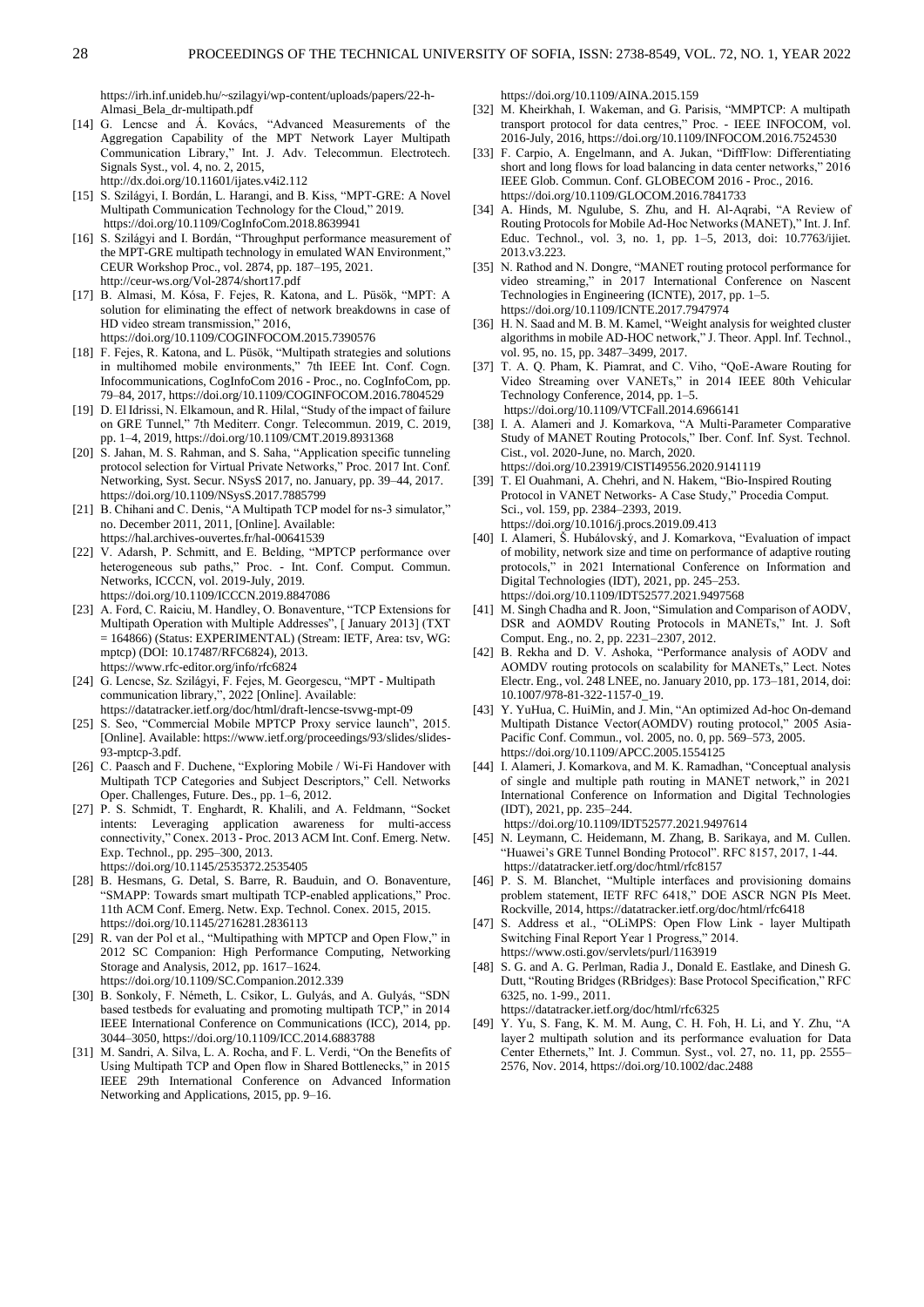https://irh.inf.unideb.hu/~szilagyi/wp-content/uploads/papers/22-h-Almasi_Bela_dr-multipath.pdf

[14] G. Lencse and Á. Kovács, "Advanced Measurements of the Aggregation Capability of the MPT Network Layer Multipath Communication Library," Int. J. Adv. Telecommun. Electrotech. Signals Syst., vol. 4, no. 2, 2015, http://dx.doi.org/10.11601/ijates.v4i2.112

[15] S. Szilágyi, I. Bordán, L. Harangi, and B. Kiss, "MPT-GRE: A Novel Multipath Communication Technology for the Cloud," 2019. https://doi.org/10.1109/CogInfoCom.2018.8639941

[16] S. Szilágyi and I. Bordán, "Throughput performance measurement of the MPT-GRE multipath technology in emulated WAN Environment," CEUR Workshop Proc., vol. 2874, pp. 187–195, 2021. http://ceur-ws.org/Vol-2874/short17.pdf

[17] B. Almasi, M. Kósa, F. Fejes, R. Katona, and L. Püsök, "MPT: A solution for eliminating the effect of network breakdowns in case of HD video stream transmission," 2016, https://doi.org/10.1109/COGINFOCOM.2015.7390576

[18] F. Fejes, R. Katona, and L. Püsök, "Multipath strategies and solutions in multihomed mobile environments," 7th IEEE Int. Conf. Cogn. Infocommunications, CogInfoCom 2016 - Proc., no. CogInfoCom, pp. 79–84, 2017, https://doi.org/10.1109/COGINFOCOM.2016.7804529

[19] D. El Idrissi, N. Elkamoun, and R. Hilal, "Study of the impact of failure on GRE Tunnel," 7th Mediterr. Congr. Telecommun. 2019, C. 2019, pp. 1–4, 2019, https://doi.org/10.1109/CMT.2019.8931368

[20] S. Jahan, M. S. Rahman, and S. Saha, "Application specific tunneling protocol selection for Virtual Private Networks," Proc. 2017 Int. Conf. Networking, Syst. Secur. NSysS 2017, no. January, pp. 39–44, 2017. https://doi.org/10.1109/NSysS.2017.7885799

[21] B. Chihani and C. Denis, "A Multipath TCP model for ns-3 simulator," no. December 2011, 2011, [Online]. Available: https://hal.archives-ouvertes.fr/hal-00641539

[22] V. Adarsh, P. Schmitt, and E. Belding, "MPTCP performance over heterogeneous sub paths," Proc. - Int. Conf. Comput. Commun. Networks, ICCCN, vol. 2019-July, 2019. https://doi.org/10.1109/ICCCN.2019.8847086

[23] A. Ford, C. Raiciu, M. Handley, O. Bonaventure, "TCP Extensions for Multipath Operation with Multiple Addresses", [ January 2013] (TXT = 164866) (Status: EXPERIMENTAL) (Stream: IETF, Area: tsv, WG: mptcp) (DOI: 10.17487/RFC6824), 2013. https://www.rfc-editor.org/info/rfc6824

[24] G. Lencse, Sz. Szilágyi, F. Fejes, M. Georgescu, "MPT - Multipath communication library,", 2022 [Online]. Available: https://datatracker.ietf.org/doc/html/draft-lencse-tsvwg-mpt-09

[25] S. Seo, "Commercial Mobile MPTCP Proxy service launch", 2015. [Online]. Available: https://www.ietf.org/proceedings/93/slides/slides-93-mptcp-3.pdf.

[26] C. Paasch and F. Duchene, "Exploring Mobile / Wi-Fi Handover with Multipath TCP Categories and Subject Descriptors," Cell. Networks Oper. Challenges, Future. Des., pp. 1–6, 2012.

[27] P. S. Schmidt, T. Enghardt, R. Khalili, and A. Feldmann, "Socket intents: Leveraging application awareness for multi-access connectivity," Conex. 2013 - Proc. 2013 ACM Int. Conf. Emerg. Netw. Exp. Technol., pp. 295–300, 2013. https://doi.org/10.1145/2535372.2535405

[28] B. Hesmans, G. Detal, S. Barre, R. Bauduin, and O. Bonaventure, "SMAPP: Towards smart multipath TCP-enabled applications," Proc. 11th ACM Conf. Emerg. Netw. Exp. Technol. Conex. 2015, 2015. https://doi.org/10.1145/2716281.2836113

[29] R. van der Pol et al., "Multipathing with MPTCP and Open Flow," in 2012 SC Companion: High Performance Computing, Networking Storage and Analysis, 2012, pp. 1617–1624. https://doi.org/10.1109/SC.Companion.2012.339

[30] B. Sonkoly, F. Németh, L. Csikor, L. Gulyás, and A. Gulyás, "SDN based testbeds for evaluating and promoting multipath TCP," in 2014 IEEE International Conference on Communications (ICC), 2014, pp. 3044–3050, https://doi.org/10.1109/ICC.2014.6883788

[31] M. Sandri, A. Silva, L. A. Rocha, and F. L. Verdi, "On the Benefits of Using Multipath TCP and Open flow in Shared Bottlenecks," in 2015 IEEE 29th International Conference on Advanced Information Networking and Applications, 2015, pp. 9–16. https://doi.org/10.1109/AINA.2015.159

[32] M. Kheirkhah, I. Wakeman, and G. Parisis, "MMPTCP: A multipath transport protocol for data centres," Proc. - IEEE INFOCOM, vol. 2016-July, 2016, https://doi.org/10.1109/INFOCOM.2016.7524530

[33] F. Carpio, A. Engelmann, and A. Jukan, "DiffFlow: Differentiating short and long flows for load balancing in data center networks," 2016 IEEE Glob. Commun. Conf. GLOBECOM 2016 - Proc., 2016. https://doi.org/10.1109/GLOCOM.2016.7841733

[34] A. Hinds, M. Ngulube, S. Zhu, and H. Al-Aqrabi, "A Review of Routing Protocols for Mobile Ad-Hoc Networks (MANET)," Int. J. Inf. Educ. Technol., vol. 3, no. 1, pp. 1–5, 2013, doi: 10.7763/ijiet. 2013.v3.223.

[35] N. Rathod and N. Dongre, "MANET routing protocol performance for video streaming," in 2017 International Conference on Nascent Technologies in Engineering (ICNTE), 2017, pp. 1–5. https://doi.org/10.1109/ICNTE.2017.7947974

[36] H. N. Saad and M. B. M. Kamel, "Weight analysis for weighted cluster algorithms in mobile AD-HOC network," J. Theor. Appl. Inf. Technol., vol. 95, no. 15, pp. 3487–3499, 2017.

[37] T. A. Q. Pham, K. Piamrat, and C. Viho, "QoE-Aware Routing for Video Streaming over VANETs," in 2014 IEEE 80th Vehicular Technology Conference, 2014, pp. 1–5. https://doi.org/10.1109/VTCFall.2014.6966141

[38] I. A. Alameri and J. Komarkova, "A Multi-Parameter Comparative Study of MANET Routing Protocols," Iber. Conf. Inf. Syst. Technol. Cist., vol. 2020-June, no. March, 2020. https://doi.org/10.23919/CISTI49556.2020.9141119

[39] T. El Ouahmani, A. Chehri, and N. Hakem, "Bio-Inspired Routing Protocol in VANET Networks- A Case Study," Procedia Comput. Sci., vol. 159, pp. 2384–2393, 2019. https://doi.org/10.1016/j.procs.2019.09.413

[40] I. Alameri, Š. Hubálovský, and J. Komarkova, "Evaluation of impact of mobility, network size and time on performance of adaptive routing protocols," in 2021 International Conference on Information and Digital Technologies (IDT), 2021, pp. 245–253. https://doi.org/10.1109/IDT52577.2021.9497568

[41] M. Singh Chadha and R. Joon, "Simulation and Comparison of AODV, DSR and AOMDV Routing Protocols in MANETs," Int. J. Soft Comput. Eng., no. 2, pp. 2231–2307, 2012.

[42] B. Rekha and D. V. Ashoka, "Performance analysis of AODV and AOMDV routing protocols on scalability for MANETs," Lect. Notes Electr. Eng., vol. 248 LNEE, no. January 2010, pp. 173–181, 2014, doi: 10.1007/978-81-322-1157-0_19.

[43] Y. YuHua, C. HuiMin, and J. Min, "An optimized Ad-hoc On-demand Multipath Distance Vector(AOMDV) routing protocol," 2005 Asia-Pacific Conf. Commun., vol. 2005, no. 0, pp. 569–573, 2005. https://doi.org/10.1109/APCC.2005.1554125

[44] I. Alameri, J. Komarkova, and M. K. Ramadhan, "Conceptual analysis of single and multiple path routing in MANET network," in 2021 International Conference on Information and Digital Technologies (IDT), 2021, pp. 235–244. https://doi.org/10.1109/IDT52577.2021.9497614

[45] N. Leymann, C. Heidemann, M. Zhang, B. Sarikaya, and M. Cullen. "Huawei's GRE Tunnel Bonding Protocol". RFC 8157, 2017, 1-44. https://datatracker.ietf.org/doc/html/rfc8157

[46] P. S. M. Blanchet, "Multiple interfaces and provisioning domains problem statement, IETF RFC 6418," DOE ASCR NGN PIs Meet. Rockville, 2014, https://datatracker.ietf.org/doc/html/rfc6418

[47] S. Address et al., "OLiMPS: Open Flow Link - layer Multipath Switching Final Report Year 1 Progress," 2014. https://www.osti.gov/servlets/purl/1163919

[48] S. G. and A. G. Perlman, Radia J., Donald E. Eastlake, and Dinesh G. Dutt, "Routing Bridges (RBridges): Base Protocol Specification," RFC 6325, no. 1-99., 2011. https://datatracker.ietf.org/doc/html/rfc6325

[49] Y. Yu, S. Fang, K. M. M. Aung, C. H. Foh, H. Li, and Y. Zhu, "A layer 2 multipath solution and its performance evaluation for Data Center Ethernets," Int. J. Commun. Syst., vol. 27, no. 11, pp. 2555–2576, Nov. 2014, https://doi.org/10.1002/dac.2488